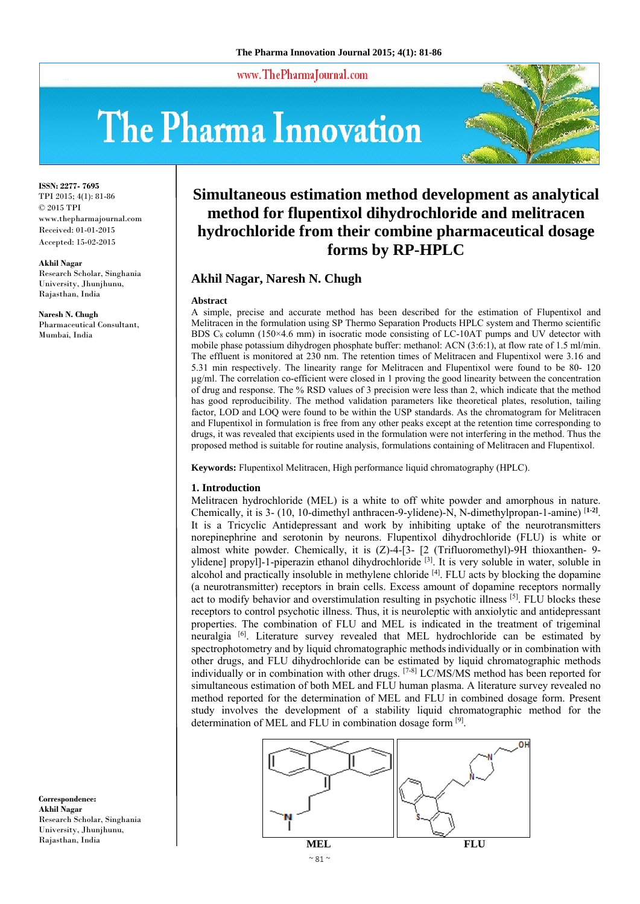# Simultaneous estimation method development as analytical method for flupentixol dihydrochloride and melitracen hydrochloride from their combine pharmaceutical dosage forms by RP-HPLC

**Akhil Nagar, Naresh N. Chugh**

ISSN: 2277- 7695
TPI 2015; 4(1): 81-86
© 2015 TPI
www.thepharmajournal.com
Received: 01-01-2015
Accepted: 15-02-2015

**Akhil Nagar**
Research Scholar, Singhania University, Jhunjhunu, Rajasthan, India

**Naresh N. Chugh**
Pharmaceutical Consultant, Mumbai, India

**Correspondence:**
**Akhil Nagar**
Research Scholar, Singhania University, Jhunjhunu, Rajasthan, India

## Abstract

A simple, precise and accurate method has been described for the estimation of Flupentixol and Melitracen in the formulation using SP Thermo Separation Products HPLC system and Thermo scientific BDS $C_8$ column (150×4.6 mm) in isocratic mode consisting of LC-10AT pumps and UV detector with mobile phase potassium dihydrogen phosphate buffer: methanol: ACN (3:6:1), at flow rate of 1.5 ml/min. The effluent is monitored at 230 nm. The retention times of Melitracen and Flupentixol were 3.16 and 5.31 min respectively. The linearity range for Melitracen and Flupentixol were found to be 80- 120 µg/ml. The correlation co-efficient were closed in 1 proving the good linearity between the concentration of drug and response. The % RSD values of 3 precision were less than 2, which indicate that the method has good reproducibility. The method validation parameters like theoretical plates, resolution, tailing factor, LOD and LOQ were found to be within the USP standards. As the chromatogram for Melitracen and Flupentixol in formulation is free from any other peaks except at the retention time corresponding to drugs, it was revealed that excipients used in the formulation were not interfering in the method. Thus the proposed method is suitable for routine analysis, formulations containing of Melitracen and Flupentixol.

**Keywords:** Flupentixol Melitracen, High performance liquid chromatography (HPLC).

## 1. Introduction

Melitracen hydrochloride (MEL) is a white to off white powder and amorphous in nature. Chemically, it is 3- (10, 10-dimethyl anthracen-9-ylidene)-N, N-dimethylpropan-1-amine) [1-2]. It is a Tricyclic Antidepressant and work by inhibiting uptake of the neurotransmitters norepinephrine and serotonin by neurons. Flupentixol dihydrochloride (FLU) is white or almost white powder. Chemically, it is (Z)-4-[3- [2 (Trifluoromethyl)-9H thioxanthen- 9-ylidene] propyl]-1-piperazin ethanol dihydrochloride [3]. It is very soluble in water, soluble in alcohol and practically insoluble in methylene chloride [4]. FLU acts by blocking the dopamine (a neurotransmitter) receptors in brain cells. Excess amount of dopamine receptors normally act to modify behavior and overstimulation resulting in psychotic illness [5]. FLU blocks these receptors to control psychotic illness. Thus, it is neuroleptic with anxiolytic and antidepressant properties. The combination of FLU and MEL is indicated in the treatment of trigeminal neuralgia [6]. Literature survey revealed that MEL hydrochloride can be estimated by spectrophotometry and by liquid chromatographic methods individually or in combination with other drugs, and FLU dihydrochloride can be estimated by liquid chromatographic methods individually or in combination with other drugs. [7-8] LC/MS/MS method has been reported for simultaneous estimation of both MEL and FLU human plasma. A literature survey revealed no method reported for the determination of MEL and FLU in combined dosage form. Present study involves the development of a stability liquid chromatographic method for the determination of MEL and FLU in combination dosage form [9].

MEL FLU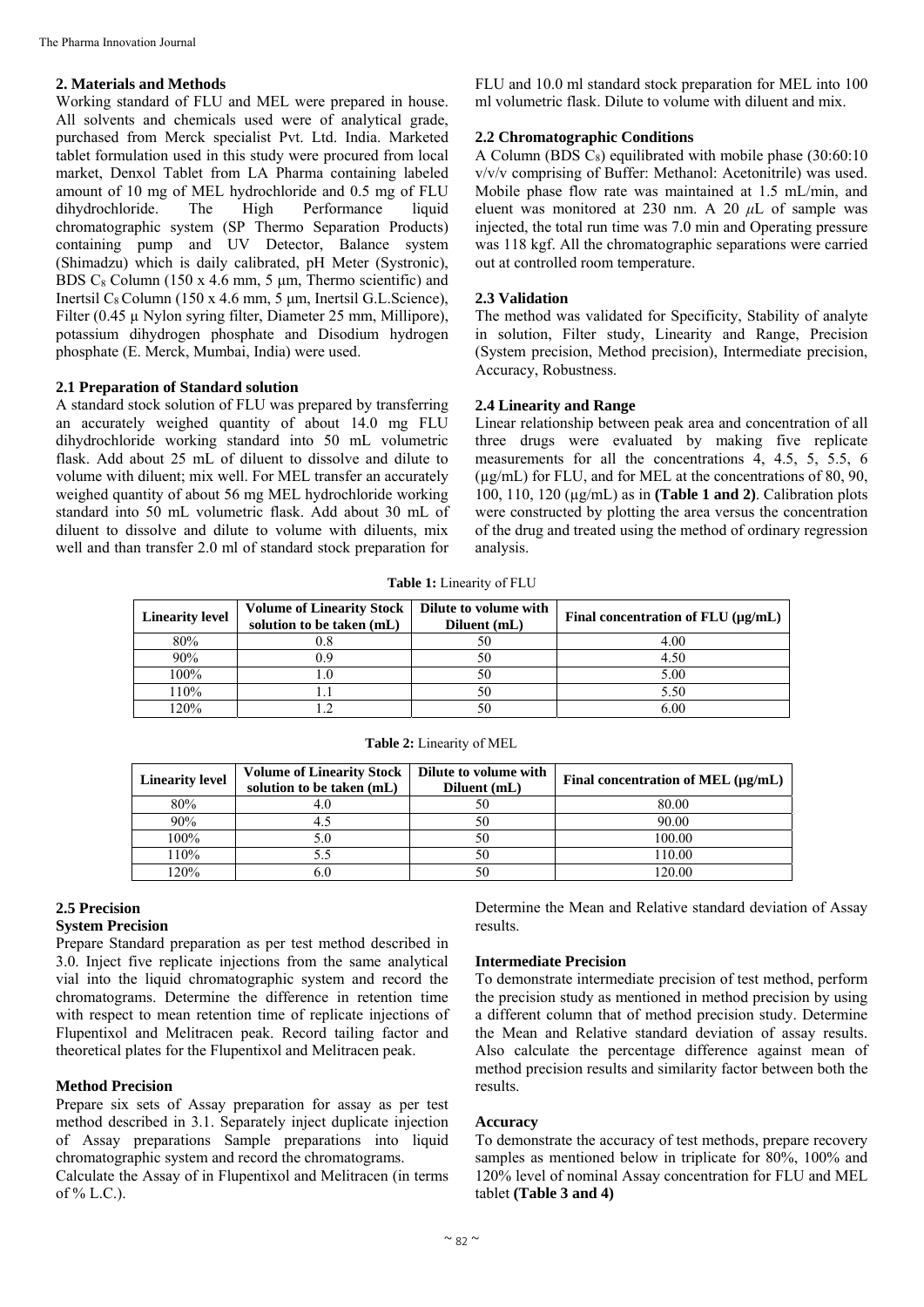## 2. Materials and Methods

Working standard of FLU and MEL were prepared in house. All solvents and chemicals used were of analytical grade, purchased from Merck specialist Pvt. Ltd. India. Marketed tablet formulation used in this study were procured from local market, Denxol Tablet from LA Pharma containing labeled amount of 10 mg of MEL hydrochloride and 0.5 mg of FLU dihydrochloride. The High Performance liquid chromatographic system (SP Thermo Separation Products) containing pump and UV Detector, Balance system (Shimadzu) which is daily calibrated, pH Meter (Systronic), BDS $C_8$ Column (150 x 4.6 mm, 5 µm, Thermo scientific) and Inertsil $C_8$ Column (150 x 4.6 mm, 5 µm, Inertsil G.L.Science), Filter (0.45 µ Nylon syring filter, Diameter 25 mm, Millipore), potassium dihydrogen phosphate and Disodium hydrogen phosphate (E. Merck, Mumbai, India) were used.

### 2.1 Preparation of Standard solution

A standard stock solution of FLU was prepared by transferring an accurately weighed quantity of about 14.0 mg FLU dihydrochloride working standard into 50 mL volumetric flask. Add about 25 mL of diluent to dissolve and dilute to volume with diluent; mix well. For MEL transfer an accurately weighed quantity of about 56 mg MEL hydrochloride working standard into 50 mL volumetric flask. Add about 30 mL of diluent to dissolve and dilute to volume with diluents, mix well and than transfer 2.0 ml of standard stock preparation for FLU and 10.0 ml standard stock preparation for MEL into 100 ml volumetric flask. Dilute to volume with diluent and mix.

### 2.2 Chromatographic Conditions

A Column (BDS $C_8$) equilibrated with mobile phase (30:60:10 v/v/v comprising of Buffer: Methanol: Acetonitrile) was used. Mobile phase flow rate was maintained at 1.5 mL/min, and eluent was monitored at 230 nm. A 20 $\mu$L of sample was injected, the total run time was 7.0 min and Operating pressure was 118 kgf. All the chromatographic separations were carried out at controlled room temperature.

### 2.3 Validation

The method was validated for Specificity, Stability of analyte in solution, Filter study, Linearity and Range, Precision (System precision, Method precision), Intermediate precision, Accuracy, Robustness.

### 2.4 Linearity and Range

Linear relationship between peak area and concentration of all three drugs were evaluated by making five replicate measurements for all the concentrations 4, 4.5, 5, 5.5, 6 (µg/mL) for FLU, and for MEL at the concentrations of 80, 90, 100, 110, 120 (µg/mL) as in **(Table 1 and 2)**. Calibration plots were constructed by plotting the area versus the concentration of the drug and treated using the method of ordinary regression analysis.

**Table 1:** Linearity of FLU

| Linearity level | Volume of Linearity Stock solution to be taken (mL) | Dilute to volume with Diluent (mL) | Final concentration of FLU (µg/mL) |
|---|---|---|---|
| 80% | 0.8 | 50 | 4.00 |
| 90% | 0.9 | 50 | 4.50 |
| 100% | 1.0 | 50 | 5.00 |
| 110% | 1.1 | 50 | 5.50 |
| 120% | 1.2 | 50 | 6.00 |

**Table 2:** Linearity of MEL

| Linearity level | Volume of Linearity Stock solution to be taken (mL) | Dilute to volume with Diluent (mL) | Final concentration of MEL (µg/mL) |
|---|---|---|---|
| 80% | 4.0 | 50 | 80.00 |
| 90% | 4.5 | 50 | 90.00 |
| 100% | 5.0 | 50 | 100.00 |
| 110% | 5.5 | 50 | 110.00 |
| 120% | 6.0 | 50 | 120.00 |

### 2.5 Precision

#### System Precision

Prepare Standard preparation as per test method described in 3.0. Inject five replicate injections from the same analytical vial into the liquid chromatographic system and record the chromatograms. Determine the difference in retention time with respect to mean retention time of replicate injections of Flupentixol and Melitracen peak. Record tailing factor and theoretical plates for the Flupentixol and Melitracen peak.

#### Method Precision

Prepare six sets of Assay preparation for assay as per test method described in 3.1. Separately inject duplicate injection of Assay preparations Sample preparations into liquid chromatographic system and record the chromatograms.

Calculate the Assay of in Flupentixol and Melitracen (in terms of % L.C.).

Determine the Mean and Relative standard deviation of Assay results.

#### Intermediate Precision

To demonstrate intermediate precision of test method, perform the precision study as mentioned in method precision by using a different column that of method precision study. Determine the Mean and Relative standard deviation of assay results. Also calculate the percentage difference against mean of method precision results and similarity factor between both the results.

#### Accuracy

To demonstrate the accuracy of test methods, prepare recovery samples as mentioned below in triplicate for 80%, 100% and 120% level of nominal Assay concentration for FLU and MEL tablet **(Table 3 and 4)**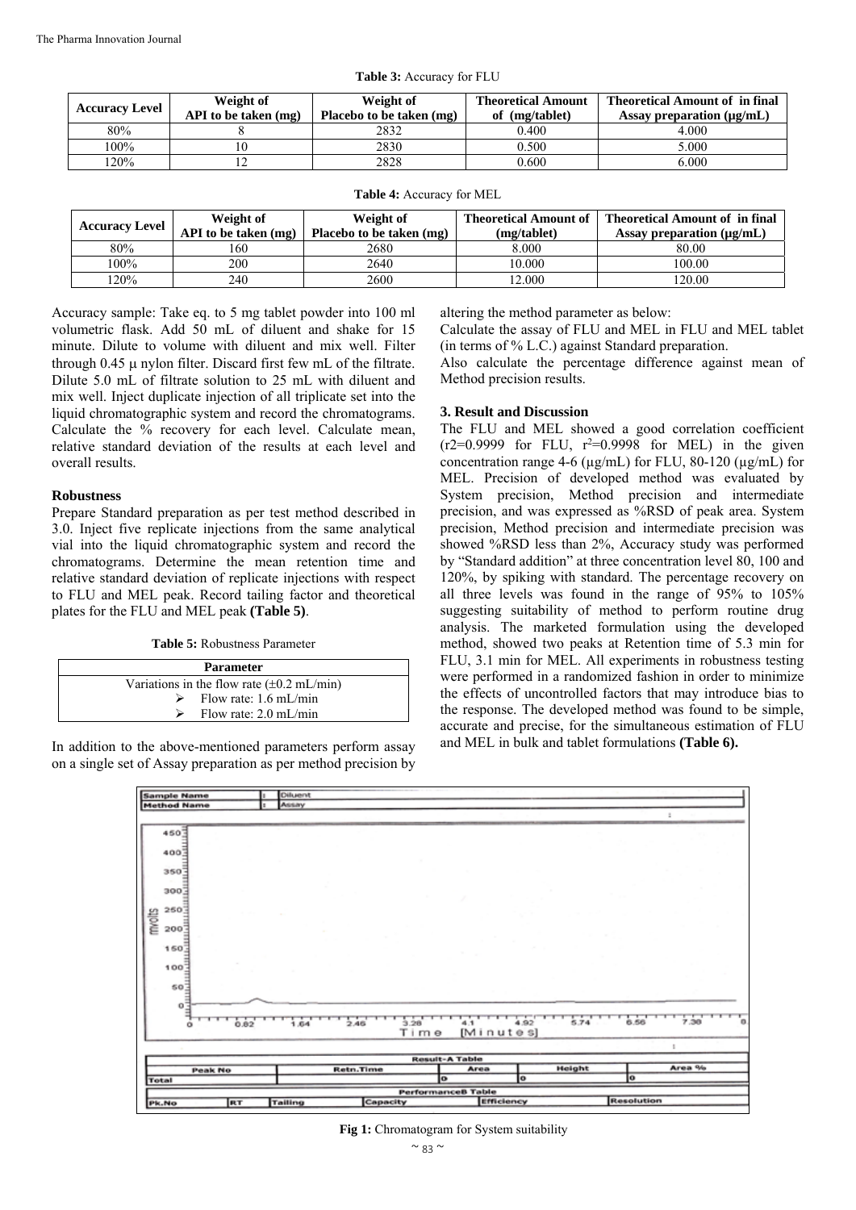**Table 3:** Accuracy for FLU

| Accuracy Level | Weight of API to be taken (mg) | Weight of Placebo to be taken (mg) | Theoretical Amount of (mg/tablet) | Theoretical Amount of in final Assay preparation (µg/mL) |
|---|---|---|---|---|
| 80% | 8 | 2832 | 0.400 | 4.000 |
| 100% | 10 | 2830 | 0.500 | 5.000 |
| 120% | 12 | 2828 | 0.600 | 6.000 |

**Table 4:** Accuracy for MEL

| Accuracy Level | Weight of API to be taken (mg) | Weight of Placebo to be taken (mg) | Theoretical Amount of (mg/tablet) | Theoretical Amount of in final Assay preparation (µg/mL) |
|---|---|---|---|---|
| 80% | 160 | 2680 | 8.000 | 80.00 |
| 100% | 200 | 2640 | 10.000 | 100.00 |
| 120% | 240 | 2600 | 12.000 | 120.00 |

Accuracy sample: Take eq. to 5 mg tablet powder into 100 ml volumetric flask. Add 50 mL of diluent and shake for 15 minute. Dilute to volume with diluent and mix well. Filter through 0.45 µ nylon filter. Discard first few mL of the filtrate. Dilute 5.0 mL of filtrate solution to 25 mL with diluent and mix well. Inject duplicate injection of all triplicate set into the liquid chromatographic system and record the chromatograms. Calculate the % recovery for each level. Calculate mean, relative standard deviation of the results at each level and overall results.

### Robustness

Prepare Standard preparation as per test method described in 3.0. Inject five replicate injections from the same analytical vial into the liquid chromatographic system and record the chromatograms. Determine the mean retention time and relative standard deviation of replicate injections with respect to FLU and MEL peak. Record tailing factor and theoretical plates for the FLU and MEL peak **(Table 5)**.

**Table 5:** Robustness Parameter

| Parameter |
|---|
| Variations in the flow rate (±0.2 mL/min) |
| ➢ Flow rate: 1.6 mL/min |
| ➢ Flow rate: 2.0 mL/min |

In addition to the above-mentioned parameters perform assay on a single set of Assay preparation as per method precision by altering the method parameter as below:

Calculate the assay of FLU and MEL in FLU and MEL tablet (in terms of % L.C.) against Standard preparation.

Also calculate the percentage difference against mean of Method precision results.

## 3. Result and Discussion

The FLU and MEL showed a good correlation coefficient ($r2=0.9999$ for FLU, $r^2=0.9998$ for MEL) in the given concentration range 4-6 (µg/mL) for FLU, 80-120 (µg/mL) for MEL. Precision of developed method was evaluated by System precision, Method precision and intermediate precision, and was expressed as %RSD of peak area. System precision, Method precision and intermediate precision was showed %RSD less than 2%, Accuracy study was performed by "Standard addition" at three concentration level 80, 100 and 120%, by spiking with standard. The percentage recovery on all three levels was found in the range of 95% to 105% suggesting suitability of method to perform routine drug analysis. The marketed formulation using the developed method, showed two peaks at Retention time of 5.3 min for FLU, 3.1 min for MEL. All experiments in robustness testing were performed in a randomized fashion in order to minimize the effects of uncontrolled factors that may introduce bias to the response. The developed method was found to be simple, accurate and precise, for the simultaneous estimation of FLU and MEL in bulk and tablet formulations **(Table 6).**

**Fig 1:** Chromatogram for System suitability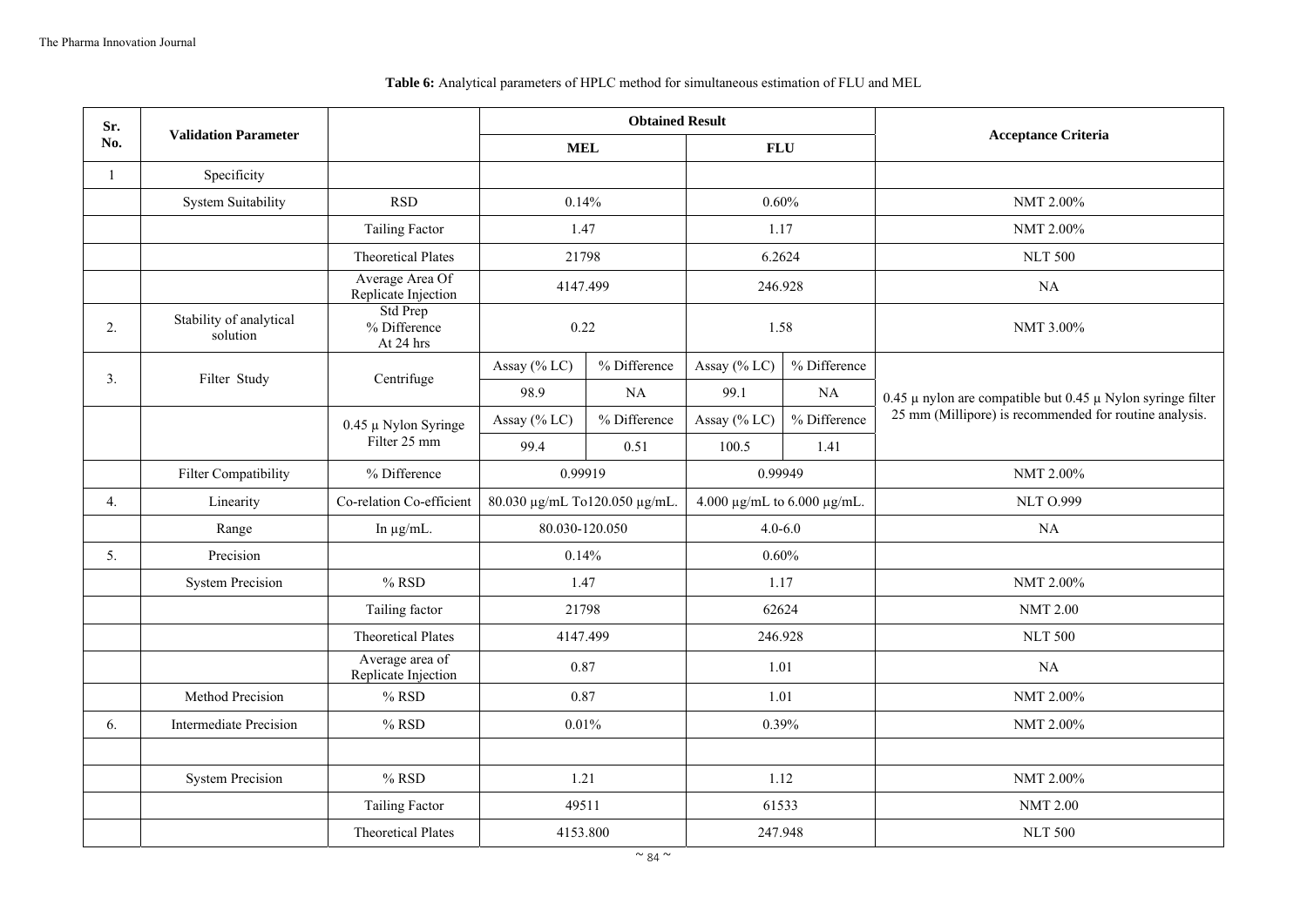**Table 6:** Analytical parameters of HPLC method for simultaneous estimation of FLU and MEL

| Sr. No. | Validation Parameter | | Obtained Result | | | | Acceptance Criteria |
|---|---|---|---|---|---|---|---|
| | | | MEL | | FLU | | |
| 1 | Specificity | | | | | | |
| | System Suitability | RSD | 0.14% | | 0.60% | | NMT 2.00% |
| | | Tailing Factor | 1.47 | | 1.17 | | NMT 2.00% |
| | | Theoretical Plates | 21798 | | 6.2624 | | NLT 500 |
| | | Average Area Of Replicate Injection | 4147.499 | | 246.928 | | NA |
| 2. | Stability of analytical solution | Std Prep % Difference At 24 hrs | 0.22 | | 1.58 | | NMT 3.00% |
| 3. | Filter Study | Centrifuge | Assay (% LC) | % Difference | Assay (% LC) | % Difference | 0.45 µ nylon are compatible but 0.45 µ Nylon syringe filter 25 mm (Millipore) is recommended for routine analysis. |
| | | | 98.9 | NA | 99.1 | NA | |
| | | 0.45 µ Nylon Syringe Filter 25 mm | Assay (% LC) | % Difference | Assay (% LC) | % Difference | |
| | | | 99.4 | 0.51 | 100.5 | 1.41 | |
| | Filter Compatibility | % Difference | 0.99919 | | 0.99949 | | NMT 2.00% |
| 4. | Linearity | Co-relation Co-efficient | 80.030 µg/mL To120.050 µg/mL. | | 4.000 µg/mL to 6.000 µg/mL. | | NLT O.999 |
| | Range | In µg/mL. | 80.030-120.050 | | 4.0-6.0 | | NA |
| 5. | Precision | | 0.14% | | 0.60% | | |
| | System Precision | % RSD | 1.47 | | 1.17 | | NMT 2.00% |
| | | Tailing factor | 21798 | | 62624 | | NMT 2.00 |
| | | Theoretical Plates | 4147.499 | | 246.928 | | NLT 500 |
| | | Average area of Replicate Injection | 0.87 | | 1.01 | | NA |
| | Method Precision | % RSD | 0.87 | | 1.01 | | NMT 2.00% |
| 6. | Intermediate Precision | % RSD | 0.01% | | 0.39% | | NMT 2.00% |
| | | | | | | | |
| | System Precision | % RSD | 1.21 | | 1.12 | | NMT 2.00% |
| | | Tailing Factor | 49511 | | 61533 | | NMT 2.00 |
| | | Theoretical Plates | 4153.800 | | 247.948 | | NLT 500 |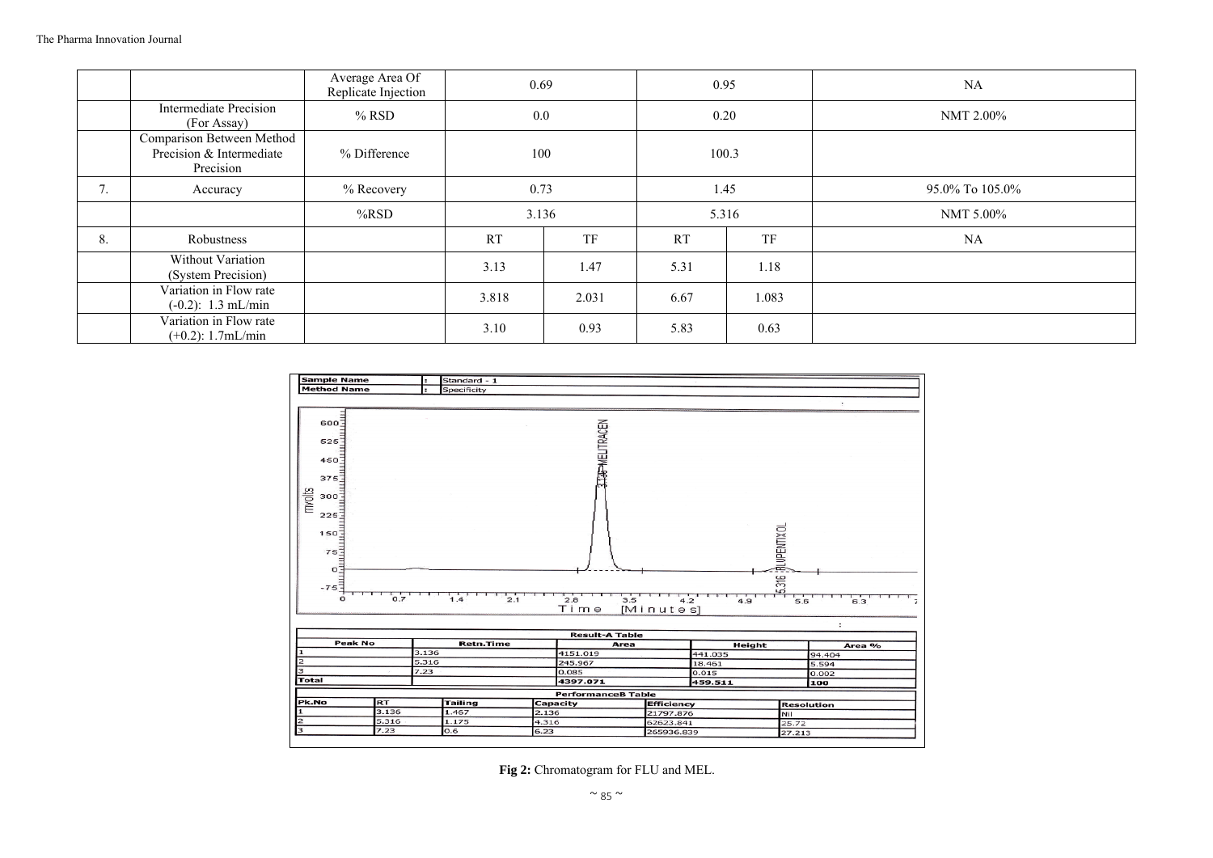|  |  | Average Area Of Replicate Injection | 0.69 |  | 0.95 |  | NA |
|---|---|---|---|---|---|---|---|
|  | Intermediate Precision (For Assay) | % RSD | 0.0 |  | 0.20 |  | NMT 2.00% |
|  | Comparison Between Method Precision & Intermediate Precision | % Difference | 100 |  | 100.3 |  |  |
| 7. | Accuracy | % Recovery | 0.73 |  | 1.45 |  | 95.0% To 105.0% |
|  |  | %RSD | 3.136 |  | 5.316 |  | NMT 5.00% |
| 8. | Robustness |  | RT | TF | RT | TF | NA |
|  | Without Variation (System Precision) |  | 3.13 | 1.47 | 5.31 | 1.18 |  |
|  | Variation in Flow rate (-0.2): 1.3 mL/min |  | 3.818 | 2.031 | 6.67 | 1.083 |  |
|  | Variation in Flow rate (+0.2): 1.7mL/min |  | 3.10 | 0.93 | 5.83 | 0.63 |  |

Sample Name : Standard - 1
Method Name : Specificity

Result-A Table

| Peak No | Retn.Time | Area | Height | Area % |
|---|---|---|---|---|
| 1 | 3.136 | 4151.019 | 441.035 | 94.404 |
| 2 | 5.316 | 245.967 | 18.461 | 5.594 |
| 3 | 7.23 | 0.085 | 0.015 | 0.002 |
| Total |  | 4397.071 | 459.511 | 100 |

PerformanceB Table

| Pk.No | RT | Tailing | Capacity | Efficiency | Resolution |
|---|---|---|---|---|---|
| 1 | 3.136 | 1.467 | 2.136 | 21797.876 | Nil |
| 2 | 5.316 | 1.175 | 4.316 | 62623.841 | 25.72 |
| 3 | 7.23 | 0.6 | 6.23 | 265936.839 | 27.213 |

**Fig 2:** Chromatogram for FLU and MEL.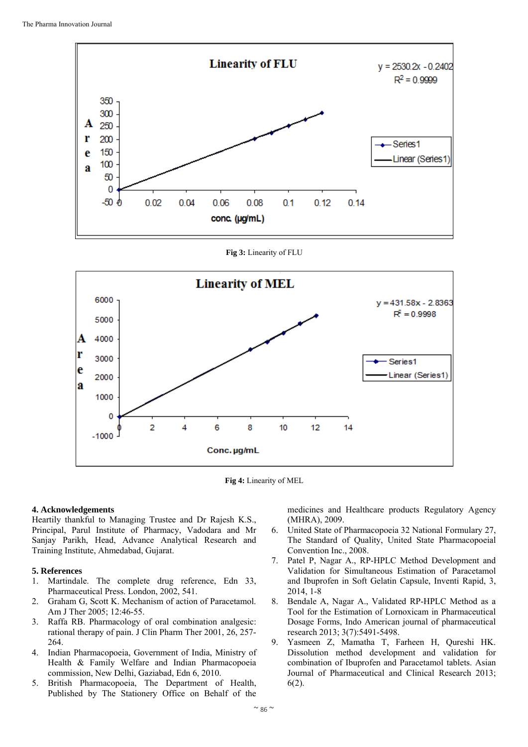Linearity of FLU

y = 2530.2x - 0.2402

$R^2$ = 0.9999

Area

350
300
250
200
150
100
50
0
-50

0 0.02 0.04 0.06 0.08 0.1 0.12 0.14

conc. (µg/mL)

Series1

Linear (Series1)

**Fig 3:** Linearity of FLU

Linearity of MEL

y = 431.58x - 2.8363

$R^2$ = 0.9998

Area

6000
5000
4000
3000
2000
1000
0
-1000

0 2 4 6 8 10 12 14

Conc. µg/mL

Series1

Linear (Series1)

**Fig 4:** Linearity of MEL

## 4. Acknowledgements

Heartily thankful to Managing Trustee and Dr Rajesh K.S., Principal, Parul Institute of Pharmacy, Vadodara and Mr Sanjay Parikh, Head, Advance Analytical Research and Training Institute, Ahmedabad, Gujarat.

## 5. References

1. Martindale. The complete drug reference, Edn 33, Pharmaceutical Press. London, 2002, 541.
2. Graham G, Scott K. Mechanism of action of Paracetamol. Am J Ther 2005; 12:46-55.
3. Raffa RB. Pharmacology of oral combination analgesic: rational therapy of pain. J Clin Pharm Ther 2001, 26, 257-264.
4. Indian Pharmacopoeia, Government of India, Ministry of Health & Family Welfare and Indian Pharmacopoeia commission, New Delhi, Gaziabad, Edn 6, 2010.
5. British Pharmacopoeia, The Department of Health, Published by The Stationery Office on Behalf of the medicines and Healthcare products Regulatory Agency (MHRA), 2009.
6. United State of Pharmacopoeia 32 National Formulary 27, The Standard of Quality, United State Pharmacopoeial Convention Inc., 2008.
7. Patel P, Nagar A., RP-HPLC Method Development and Validation for Simultaneous Estimation of Paracetamol and Ibuprofen in Soft Gelatin Capsule, Inventi Rapid, 3, 2014, 1-8
8. Bendale A, Nagar A., Validated RP-HPLC Method as a Tool for the Estimation of Lornoxicam in Pharmaceutical Dosage Forms, Indo American journal of pharmaceutical research 2013; 3(7):5491-5498.
9. Yasmeen Z, Mamatha T, Farheen H, Qureshi HK. Dissolution method development and validation for combination of Ibuprofen and Paracetamol tablets. Asian Journal of Pharmaceutical and Clinical Research 2013; 6(2).